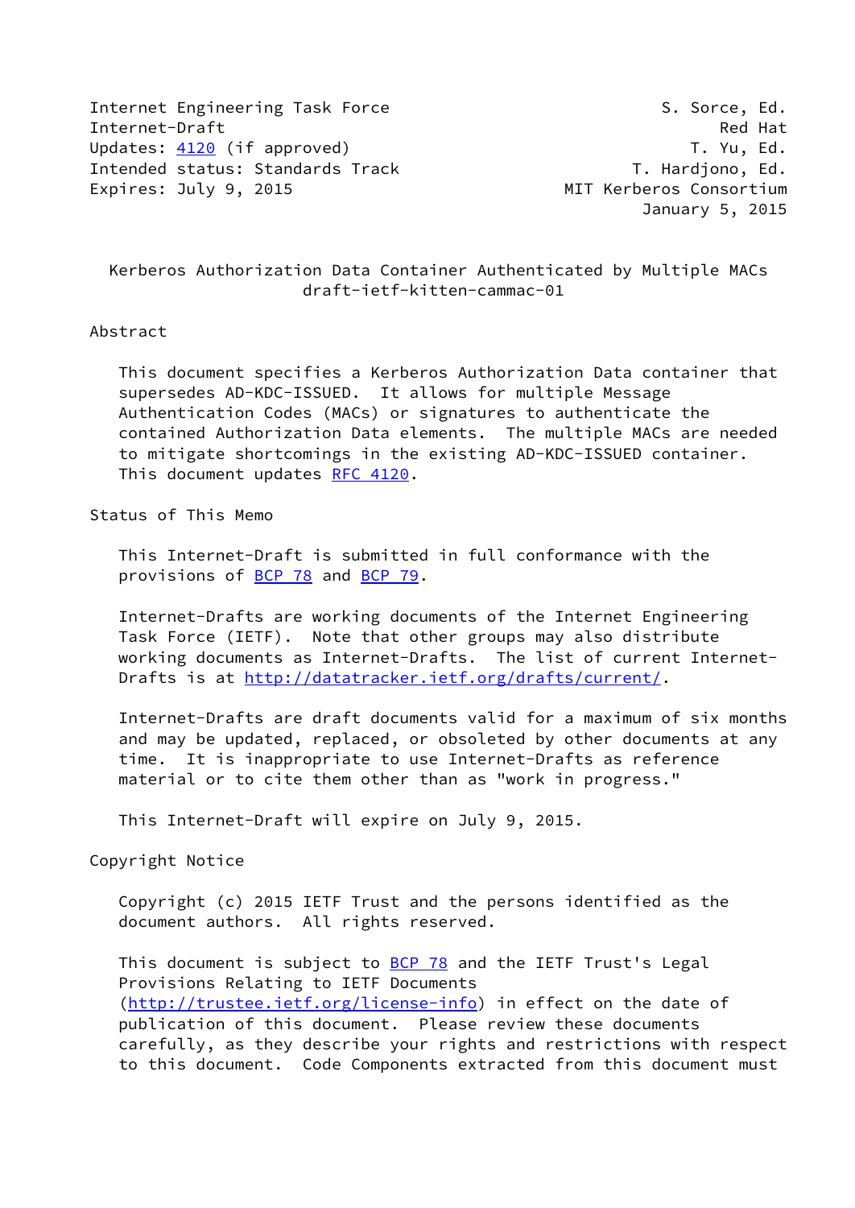Internet Engineering Task Force S. Sorce, Ed.
Internet-Draft Red Hat
Updates: 4120 (if approved) T. Yu, Ed.
Intended status: Standards Track T. Hardjono, Ed.
Expires: July 9, 2015 MIT Kerberos Consortium
January 5, 2015

# Kerberos Authorization Data Container Authenticated by Multiple MACs
draft-ietf-kitten-cammac-01

## Abstract

This document specifies a Kerberos Authorization Data container that supersedes AD-KDC-ISSUED. It allows for multiple Message Authentication Codes (MACs) or signatures to authenticate the contained Authorization Data elements. The multiple MACs are needed to mitigate shortcomings in the existing AD-KDC-ISSUED container. This document updates RFC 4120.

## Status of This Memo

This Internet-Draft is submitted in full conformance with the provisions of BCP 78 and BCP 79.

Internet-Drafts are working documents of the Internet Engineering Task Force (IETF). Note that other groups may also distribute working documents as Internet-Drafts. The list of current Internet-Drafts is at http://datatracker.ietf.org/drafts/current/.

Internet-Drafts are draft documents valid for a maximum of six months and may be updated, replaced, or obsoleted by other documents at any time. It is inappropriate to use Internet-Drafts as reference material or to cite them other than as "work in progress."

This Internet-Draft will expire on July 9, 2015.

## Copyright Notice

Copyright (c) 2015 IETF Trust and the persons identified as the document authors. All rights reserved.

This document is subject to BCP 78 and the IETF Trust's Legal Provisions Relating to IETF Documents (http://trustee.ietf.org/license-info) in effect on the date of publication of this document. Please review these documents carefully, as they describe your rights and restrictions with respect to this document. Code Components extracted from this document must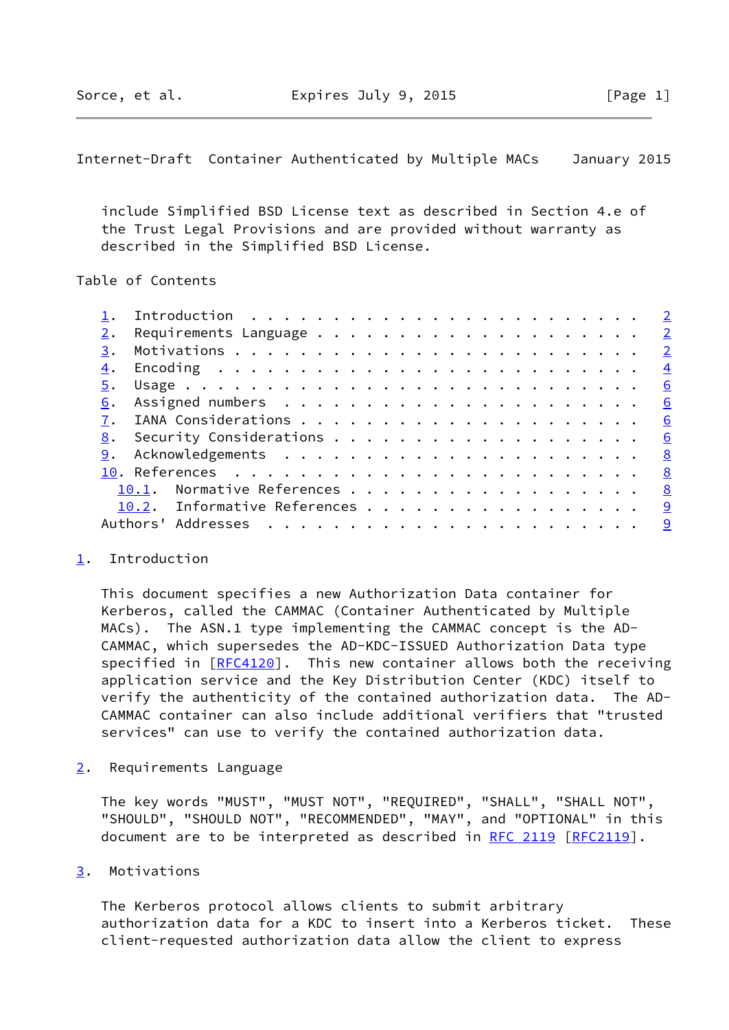include Simplified BSD License text as described in Section 4.e of the Trust Legal Provisions and are provided without warranty as described in the Simplified BSD License.

Table of Contents

1. Introduction . . . . . . . . . . . . . . . . . . . . . . . . 2
2. Requirements Language . . . . . . . . . . . . . . . . . . . . 2
3. Motivations . . . . . . . . . . . . . . . . . . . . . . . . . 2
4. Encoding . . . . . . . . . . . . . . . . . . . . . . . . . . 4
5. Usage . . . . . . . . . . . . . . . . . . . . . . . . . . . . 6
6. Assigned numbers . . . . . . . . . . . . . . . . . . . . . . 6
7. IANA Considerations . . . . . . . . . . . . . . . . . . . . . 6
8. Security Considerations . . . . . . . . . . . . . . . . . . . 6
9. Acknowledgements . . . . . . . . . . . . . . . . . . . . . . 8
10. References . . . . . . . . . . . . . . . . . . . . . . . . . 8
  10.1. Normative References . . . . . . . . . . . . . . . . . . 8
  10.2. Informative References . . . . . . . . . . . . . . . . . 9
Authors' Addresses . . . . . . . . . . . . . . . . . . . . . . . 9

## 1. Introduction

This document specifies a new Authorization Data container for Kerberos, called the CAMMAC (Container Authenticated by Multiple MACs). The ASN.1 type implementing the CAMMAC concept is the AD-CAMMAC, which supersedes the AD-KDC-ISSUED Authorization Data type specified in [RFC4120]. This new container allows both the receiving application service and the Key Distribution Center (KDC) itself to verify the authenticity of the contained authorization data. The AD-CAMMAC container can also include additional verifiers that "trusted services" can use to verify the contained authorization data.

## 2. Requirements Language

The key words "MUST", "MUST NOT", "REQUIRED", "SHALL", "SHALL NOT", "SHOULD", "SHOULD NOT", "RECOMMENDED", "MAY", and "OPTIONAL" in this document are to be interpreted as described in RFC 2119 [RFC2119].

## 3. Motivations

The Kerberos protocol allows clients to submit arbitrary authorization data for a KDC to insert into a Kerberos ticket. These client-requested authorization data allow the client to express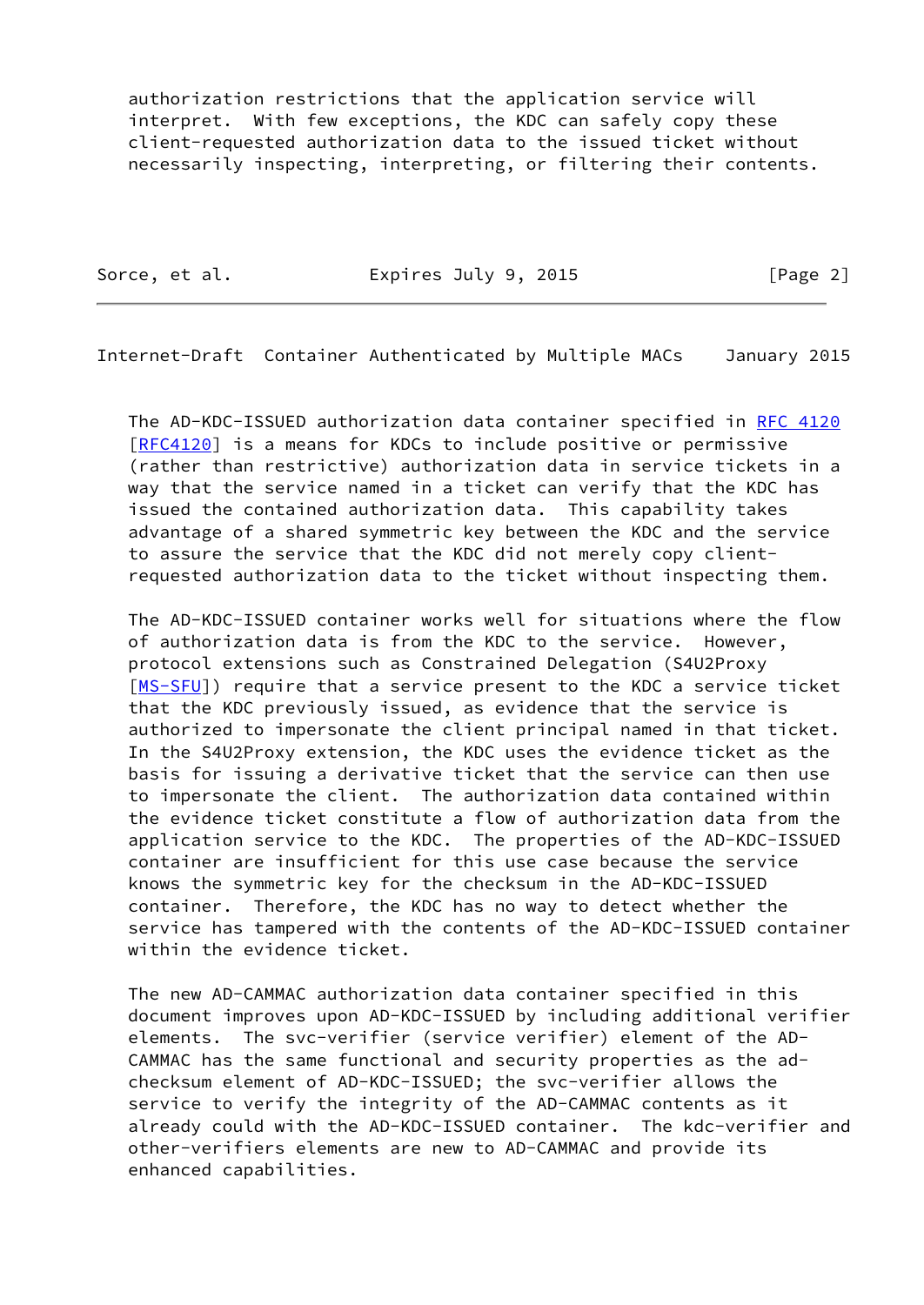authorization restrictions that the application service will interpret. With few exceptions, the KDC can safely copy these client-requested authorization data to the issued ticket without necessarily inspecting, interpreting, or filtering their contents.

The AD-KDC-ISSUED authorization data container specified in RFC 4120 [RFC4120] is a means for KDCs to include positive or permissive (rather than restrictive) authorization data in service tickets in a way that the service named in a ticket can verify that the KDC has issued the contained authorization data. This capability takes advantage of a shared symmetric key between the KDC and the service to assure the service that the KDC did not merely copy client-requested authorization data to the ticket without inspecting them.

The AD-KDC-ISSUED container works well for situations where the flow of authorization data is from the KDC to the service. However, protocol extensions such as Constrained Delegation (S4U2Proxy [MS-SFU]) require that a service present to the KDC a service ticket that the KDC previously issued, as evidence that the service is authorized to impersonate the client principal named in that ticket. In the S4U2Proxy extension, the KDC uses the evidence ticket as the basis for issuing a derivative ticket that the service can then use to impersonate the client. The authorization data contained within the evidence ticket constitute a flow of authorization data from the application service to the KDC. The properties of the AD-KDC-ISSUED container are insufficient for this use case because the service knows the symmetric key for the checksum in the AD-KDC-ISSUED container. Therefore, the KDC has no way to detect whether the service has tampered with the contents of the AD-KDC-ISSUED container within the evidence ticket.

The new AD-CAMMAC authorization data container specified in this document improves upon AD-KDC-ISSUED by including additional verifier elements. The svc-verifier (service verifier) element of the AD-CAMMAC has the same functional and security properties as the ad-checksum element of AD-KDC-ISSUED; the svc-verifier allows the service to verify the integrity of the AD-CAMMAC contents as it already could with the AD-KDC-ISSUED container. The kdc-verifier and other-verifiers elements are new to AD-CAMMAC and provide its enhanced capabilities.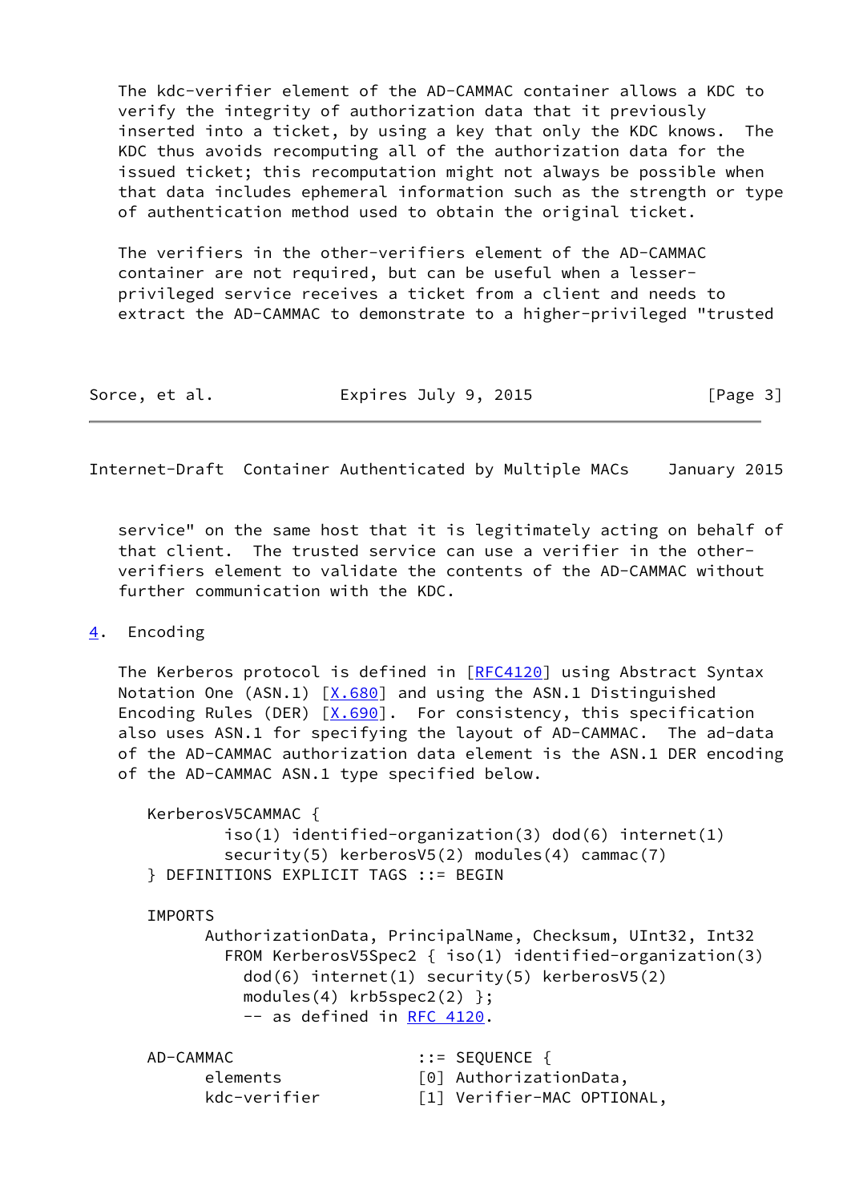The kdc-verifier element of the AD-CAMMAC container allows a KDC to verify the integrity of authorization data that it previously inserted into a ticket, by using a key that only the KDC knows. The KDC thus avoids recomputing all of the authorization data for the issued ticket; this recomputation might not always be possible when that data includes ephemeral information such as the strength or type of authentication method used to obtain the original ticket.

The verifiers in the other-verifiers element of the AD-CAMMAC container are not required, but can be useful when a lesser-privileged service receives a ticket from a client and needs to extract the AD-CAMMAC to demonstrate to a higher-privileged "trusted service" on the same host that it is legitimately acting on behalf of that client. The trusted service can use a verifier in the other-verifiers element to validate the contents of the AD-CAMMAC without further communication with the KDC.

## 4. Encoding

The Kerberos protocol is defined in [RFC4120] using Abstract Syntax Notation One (ASN.1) [X.680] and using the ASN.1 Distinguished Encoding Rules (DER) [X.690]. For consistency, this specification also uses ASN.1 for specifying the layout of AD-CAMMAC. The ad-data of the AD-CAMMAC authorization data element is the ASN.1 DER encoding of the AD-CAMMAC ASN.1 type specified below.

```
KerberosV5CAMMAC {
        iso(1) identified-organization(3) dod(6) internet(1)
        security(5) kerberosV5(2) modules(4) cammac(7)
} DEFINITIONS EXPLICIT TAGS ::= BEGIN

IMPORTS
      AuthorizationData, PrincipalName, Checksum, UInt32, Int32
        FROM KerberosV5Spec2 { iso(1) identified-organization(3)
          dod(6) internet(1) security(5) kerberosV5(2)
          modules(4) krb5spec2(2) };
          -- as defined in RFC 4120.

AD-CAMMAC                   ::= SEQUENCE {
      elements              [0] AuthorizationData,
      kdc-verifier          [1] Verifier-MAC OPTIONAL,
```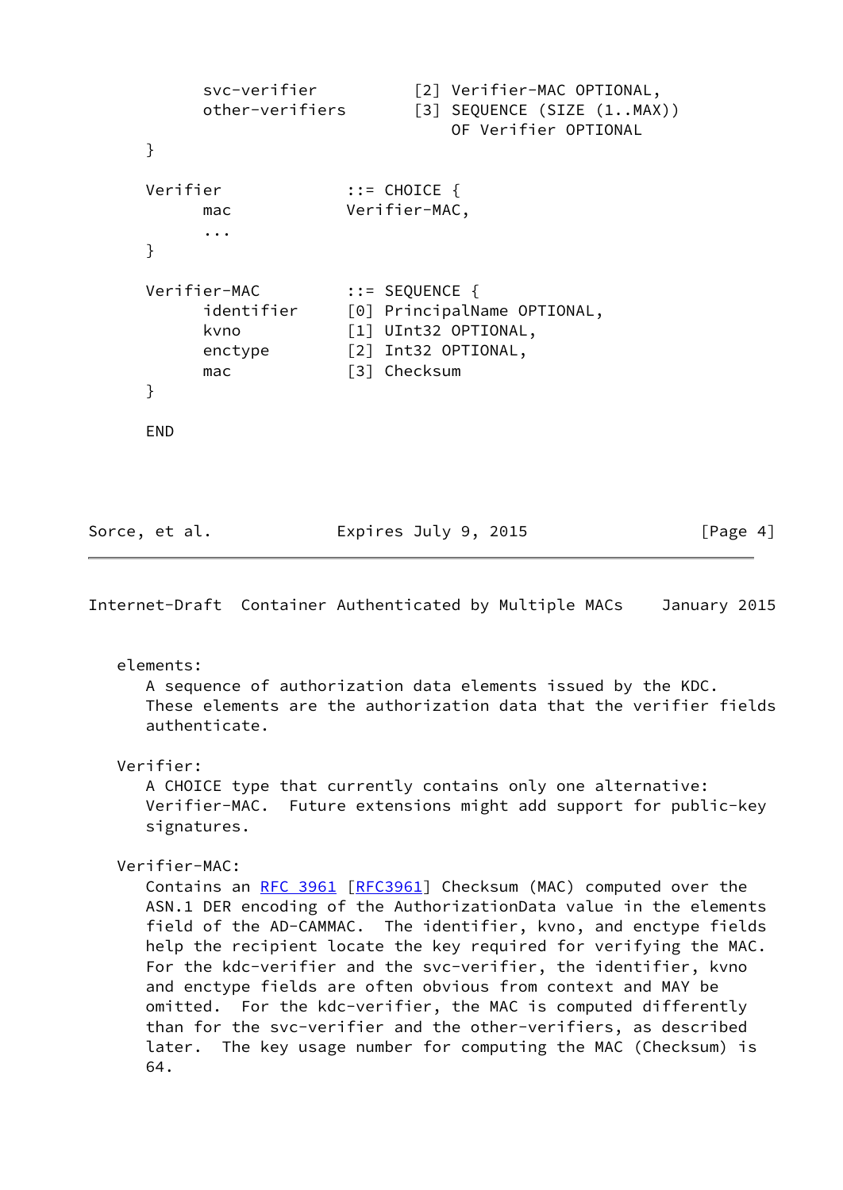```
      svc-verifier         [2] Verifier-MAC OPTIONAL,
      other-verifiers      [3] SEQUENCE (SIZE (1..MAX))
                               OF Verifier OPTIONAL
}

Verifier             ::= CHOICE {
      mac            Verifier-MAC,
      ...
}

Verifier-MAC         ::= SEQUENCE {
      identifier     [0] PrincipalName OPTIONAL,
      kvno           [1] UInt32 OPTIONAL,
      enctype        [2] Int32 OPTIONAL,
      mac            [3] Checksum
}

END
```

elements:
: A sequence of authorization data elements issued by the KDC. These elements are the authorization data that the verifier fields authenticate.

Verifier:
: A CHOICE type that currently contains only one alternative: Verifier-MAC. Future extensions might add support for public-key signatures.

Verifier-MAC:
: Contains an RFC 3961 [RFC3961] Checksum (MAC) computed over the ASN.1 DER encoding of the AuthorizationData value in the elements field of the AD-CAMMAC. The identifier, kvno, and enctype fields help the recipient locate the key required for verifying the MAC. For the kdc-verifier and the svc-verifier, the identifier, kvno and enctype fields are often obvious from context and MAY be omitted. For the kdc-verifier, the MAC is computed differently than for the svc-verifier and the other-verifiers, as described later. The key usage number for computing the MAC (Checksum) is 64.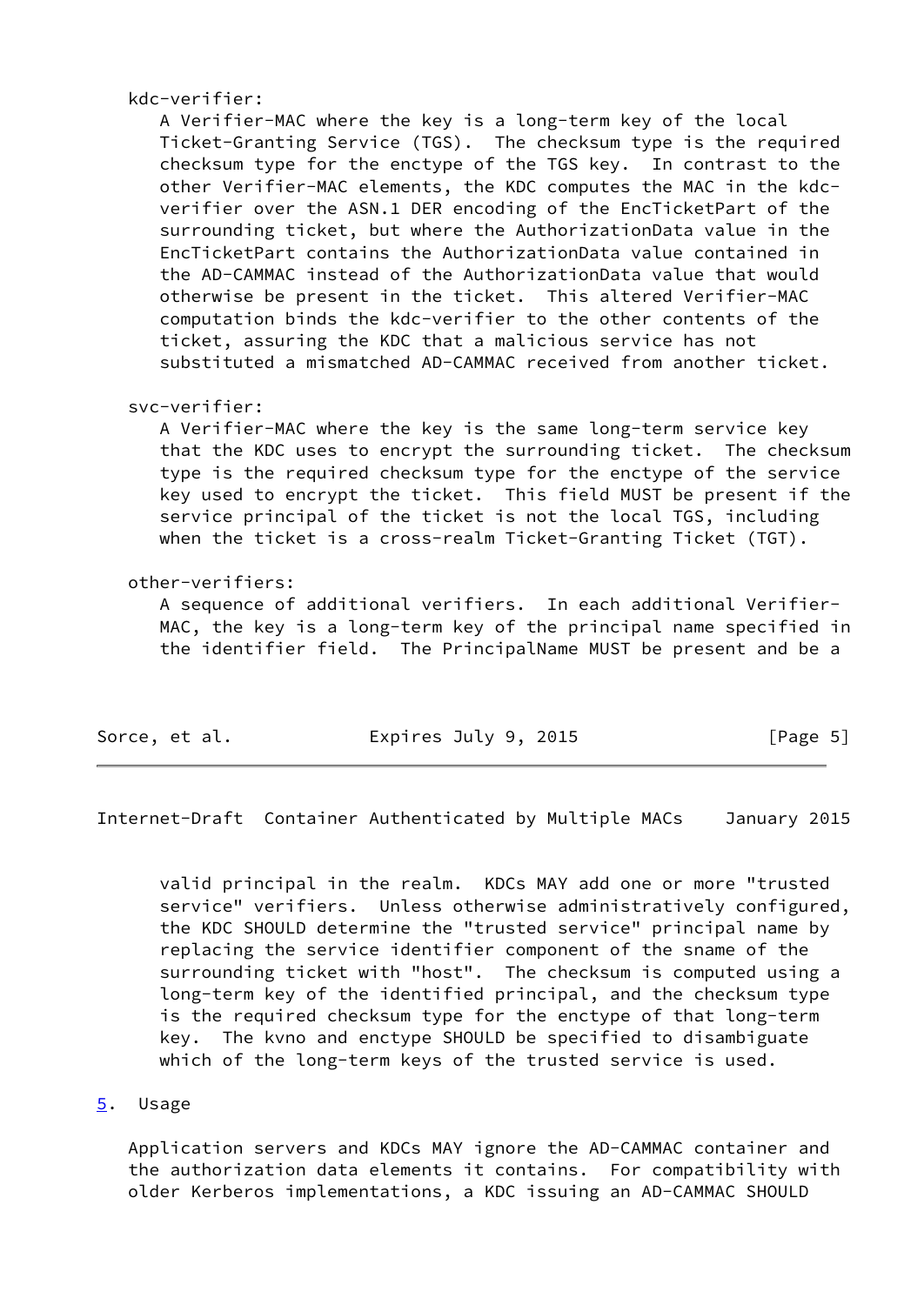kdc-verifier:
A Verifier-MAC where the key is a long-term key of the local Ticket-Granting Service (TGS). The checksum type is the required checksum type for the enctype of the TGS key. In contrast to the other Verifier-MAC elements, the KDC computes the MAC in the kdc-verifier over the ASN.1 DER encoding of the EncTicketPart of the surrounding ticket, but where the AuthorizationData value in the EncTicketPart contains the AuthorizationData value contained in the AD-CAMMAC instead of the AuthorizationData value that would otherwise be present in the ticket. This altered Verifier-MAC computation binds the kdc-verifier to the other contents of the ticket, assuring the KDC that a malicious service has not substituted a mismatched AD-CAMMAC received from another ticket.

svc-verifier:
A Verifier-MAC where the key is the same long-term service key that the KDC uses to encrypt the surrounding ticket. The checksum type is the required checksum type for the enctype of the service key used to encrypt the ticket. This field MUST be present if the service principal of the ticket is not the local TGS, including when the ticket is a cross-realm Ticket-Granting Ticket (TGT).

other-verifiers:
A sequence of additional verifiers. In each additional Verifier-MAC, the key is a long-term key of the principal name specified in the identifier field. The PrincipalName MUST be present and be a valid principal in the realm. KDCs MAY add one or more "trusted service" verifiers. Unless otherwise administratively configured, the KDC SHOULD determine the "trusted service" principal name by replacing the service identifier component of the sname of the surrounding ticket with "host". The checksum is computed using a long-term key of the identified principal, and the checksum type is the required checksum type for the enctype of that long-term key. The kvno and enctype SHOULD be specified to disambiguate which of the long-term keys of the trusted service is used.

## 5. Usage

Application servers and KDCs MAY ignore the AD-CAMMAC container and the authorization data elements it contains. For compatibility with older Kerberos implementations, a KDC issuing an AD-CAMMAC SHOULD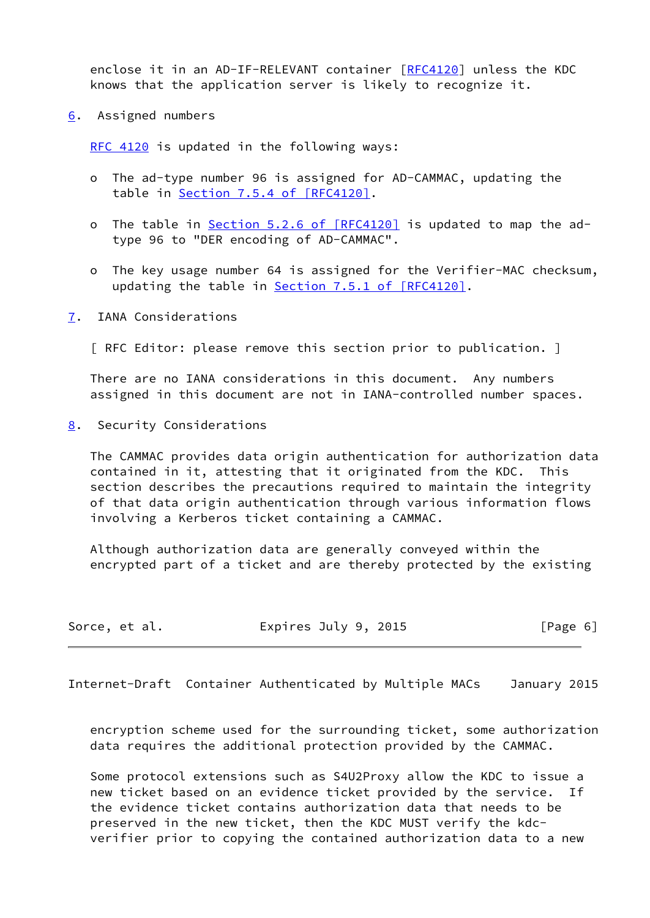enclose it in an AD-IF-RELEVANT container [RFC4120] unless the KDC knows that the application server is likely to recognize it.

## 6. Assigned numbers

RFC 4120 is updated in the following ways:

- The ad-type number 96 is assigned for AD-CAMMAC, updating the table in Section 7.5.4 of [RFC4120].

- The table in Section 5.2.6 of [RFC4120] is updated to map the ad-type 96 to "DER encoding of AD-CAMMAC".

- The key usage number 64 is assigned for the Verifier-MAC checksum, updating the table in Section 7.5.1 of [RFC4120].

## 7. IANA Considerations

[ RFC Editor: please remove this section prior to publication. ]

There are no IANA considerations in this document. Any numbers assigned in this document are not in IANA-controlled number spaces.

## 8. Security Considerations

The CAMMAC provides data origin authentication for authorization data contained in it, attesting that it originated from the KDC. This section describes the precautions required to maintain the integrity of that data origin authentication through various information flows involving a Kerberos ticket containing a CAMMAC.

Although authorization data are generally conveyed within the encrypted part of a ticket and are thereby protected by the existing encryption scheme used for the surrounding ticket, some authorization data requires the additional protection provided by the CAMMAC.

Some protocol extensions such as S4U2Proxy allow the KDC to issue a new ticket based on an evidence ticket provided by the service. If the evidence ticket contains authorization data that needs to be preserved in the new ticket, then the KDC MUST verify the kdc-verifier prior to copying the contained authorization data to a new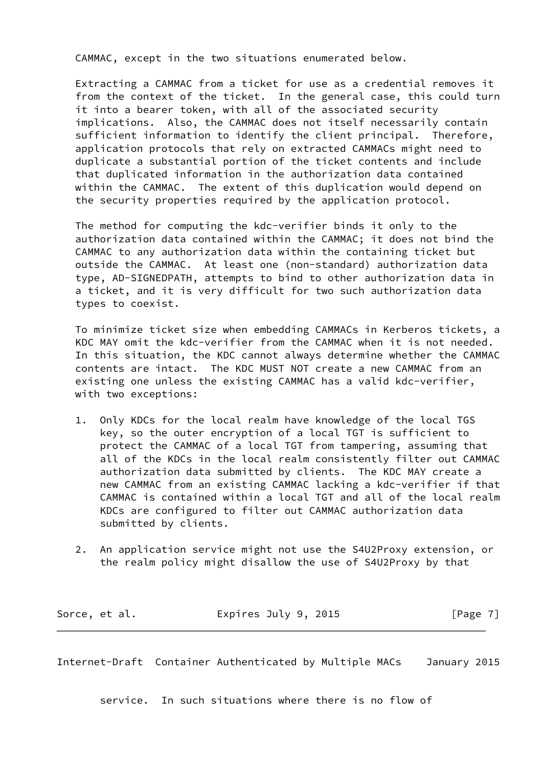CAMMAC, except in the two situations enumerated below.

Extracting a CAMMAC from a ticket for use as a credential removes it from the context of the ticket. In the general case, this could turn it into a bearer token, with all of the associated security implications. Also, the CAMMAC does not itself necessarily contain sufficient information to identify the client principal. Therefore, application protocols that rely on extracted CAMMACs might need to duplicate a substantial portion of the ticket contents and include that duplicated information in the authorization data contained within the CAMMAC. The extent of this duplication would depend on the security properties required by the application protocol.

The method for computing the kdc-verifier binds it only to the authorization data contained within the CAMMAC; it does not bind the CAMMAC to any authorization data within the containing ticket but outside the CAMMAC. At least one (non-standard) authorization data type, AD-SIGNEDPATH, attempts to bind to other authorization data in a ticket, and it is very difficult for two such authorization data types to coexist.

To minimize ticket size when embedding CAMMACs in Kerberos tickets, a KDC MAY omit the kdc-verifier from the CAMMAC when it is not needed. In this situation, the KDC cannot always determine whether the CAMMAC contents are intact. The KDC MUST NOT create a new CAMMAC from an existing one unless the existing CAMMAC has a valid kdc-verifier, with two exceptions:

1. Only KDCs for the local realm have knowledge of the local TGS key, so the outer encryption of a local TGT is sufficient to protect the CAMMAC of a local TGT from tampering, assuming that all of the KDCs in the local realm consistently filter out CAMMAC authorization data submitted by clients. The KDC MAY create a new CAMMAC from an existing CAMMAC lacking a kdc-verifier if that CAMMAC is contained within a local TGT and all of the local realm KDCs are configured to filter out CAMMAC authorization data submitted by clients.

2. An application service might not use the S4U2Proxy extension, or the realm policy might disallow the use of S4U2Proxy by that service. In such situations where there is no flow of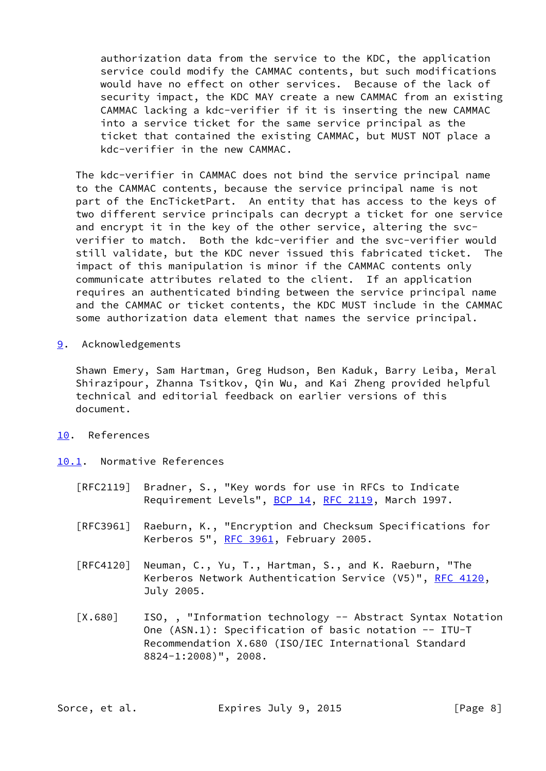authorization data from the service to the KDC, the application service could modify the CAMMAC contents, but such modifications would have no effect on other services. Because of the lack of security impact, the KDC MAY create a new CAMMAC from an existing CAMMAC lacking a kdc-verifier if it is inserting the new CAMMAC into a service ticket for the same service principal as the ticket that contained the existing CAMMAC, but MUST NOT place a kdc-verifier in the new CAMMAC.

The kdc-verifier in CAMMAC does not bind the service principal name to the CAMMAC contents, because the service principal name is not part of the EncTicketPart. An entity that has access to the keys of two different service principals can decrypt a ticket for one service and encrypt it in the key of the other service, altering the svc-verifier to match. Both the kdc-verifier and the svc-verifier would still validate, but the KDC never issued this fabricated ticket. The impact of this manipulation is minor if the CAMMAC contents only communicate attributes related to the client. If an application requires an authenticated binding between the service principal name and the CAMMAC or ticket contents, the KDC MUST include in the CAMMAC some authorization data element that names the service principal.

## 9. Acknowledgements

Shawn Emery, Sam Hartman, Greg Hudson, Ben Kaduk, Barry Leiba, Meral Shirazipour, Zhanna Tsitkov, Qin Wu, and Kai Zheng provided helpful technical and editorial feedback on earlier versions of this document.

## 10. References

### 10.1. Normative References

[RFC2119] Bradner, S., "Key words for use in RFCs to Indicate Requirement Levels", BCP 14, RFC 2119, March 1997.

[RFC3961] Raeburn, K., "Encryption and Checksum Specifications for Kerberos 5", RFC 3961, February 2005.

[RFC4120] Neuman, C., Yu, T., Hartman, S., and K. Raeburn, "The Kerberos Network Authentication Service (V5)", RFC 4120, July 2005.

[X.680] ISO, , "Information technology -- Abstract Syntax Notation One (ASN.1): Specification of basic notation -- ITU-T Recommendation X.680 (ISO/IEC International Standard 8824-1:2008)", 2008.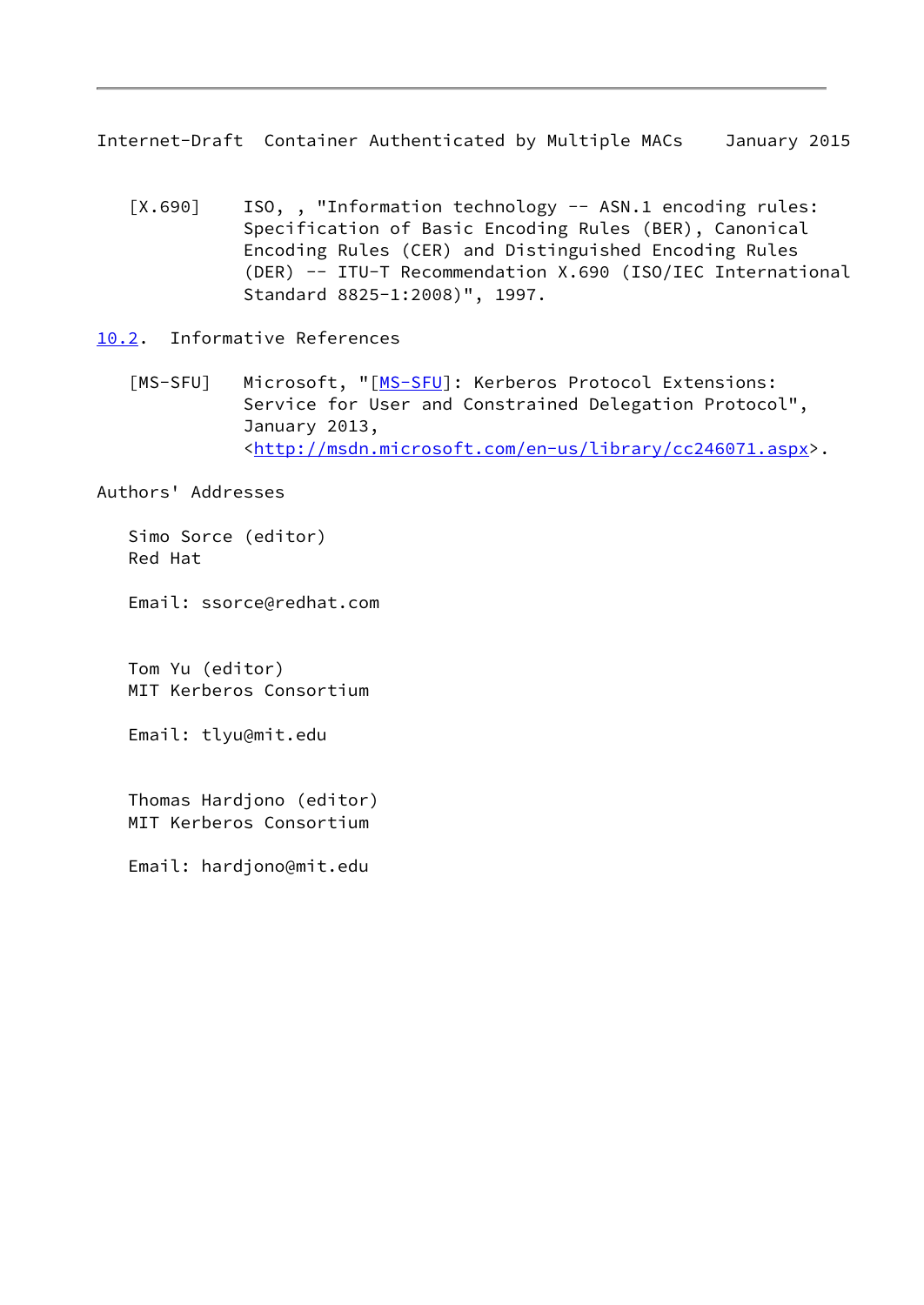[X.690] ISO, , "Information technology -- ASN.1 encoding rules: Specification of Basic Encoding Rules (BER), Canonical Encoding Rules (CER) and Distinguished Encoding Rules (DER) -- ITU-T Recommendation X.690 (ISO/IEC International Standard 8825-1:2008)", 1997.

## 10.2. Informative References

[MS-SFU] Microsoft, "[MS-SFU]: Kerberos Protocol Extensions: Service for User and Constrained Delegation Protocol", January 2013, <http://msdn.microsoft.com/en-us/library/cc246071.aspx>.

## Authors' Addresses

Simo Sorce (editor)
Red Hat

Email: ssorce@redhat.com

Tom Yu (editor)
MIT Kerberos Consortium

Email: tlyu@mit.edu

Thomas Hardjono (editor)
MIT Kerberos Consortium

Email: hardjono@mit.edu